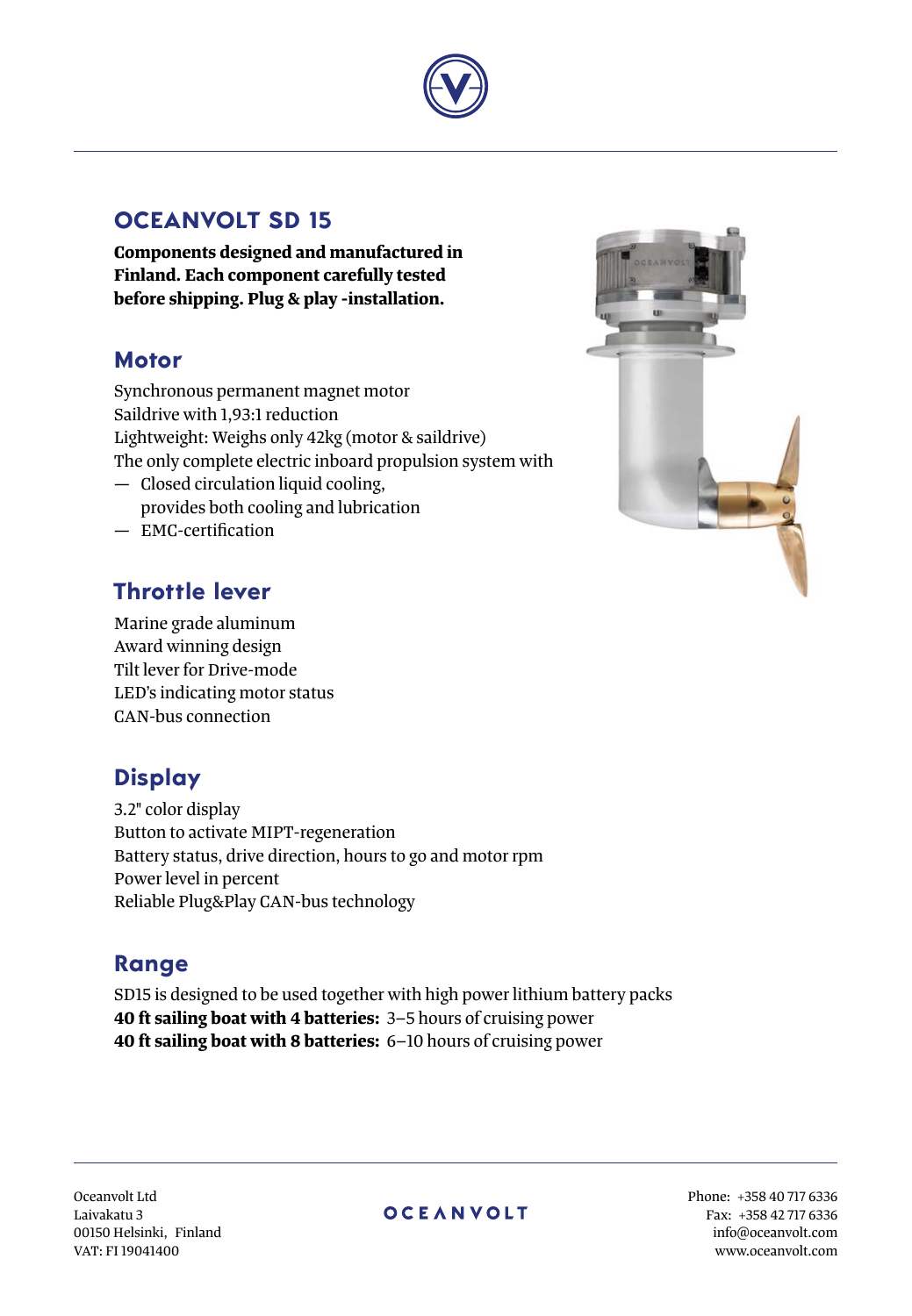# OCEANVOLT SD 15

**Components designed and manufactured in Finland. Each component carefully tested before shipping. Plug & play -installation.**

## Motor

Synchronous permanent magnet motor
Saildrive with 1,93:1 reduction
Lightweight: Weighs only 42kg (motor & saildrive)
The only complete electric inboard propulsion system with

- Closed circulation liquid cooling, provides both cooling and lubrication
- EMC-certification

## Throttle lever

Marine grade aluminum
Award winning design
Tilt lever for Drive-mode
LED's indicating motor status
CAN-bus connection

## Display

3.2" color display
Button to activate MIPT-regeneration
Battery status, drive direction, hours to go and motor rpm
Power level in percent
Reliable Plug&Play CAN-bus technology

## Range

SD15 is designed to be used together with high power lithium battery packs
**40 ft sailing boat with 4 batteries:** 3–5 hours of cruising power
**40 ft sailing boat with 8 batteries:** 6–10 hours of cruising power

Oceanvolt Ltd
Laivakatu 3
00150 Helsinki, Finland
VAT: FI 19041400

OCEANVOLT

Phone: +358 40 717 6336
Fax: +358 42 717 6336
info@oceanvolt.com
www.oceanvolt.com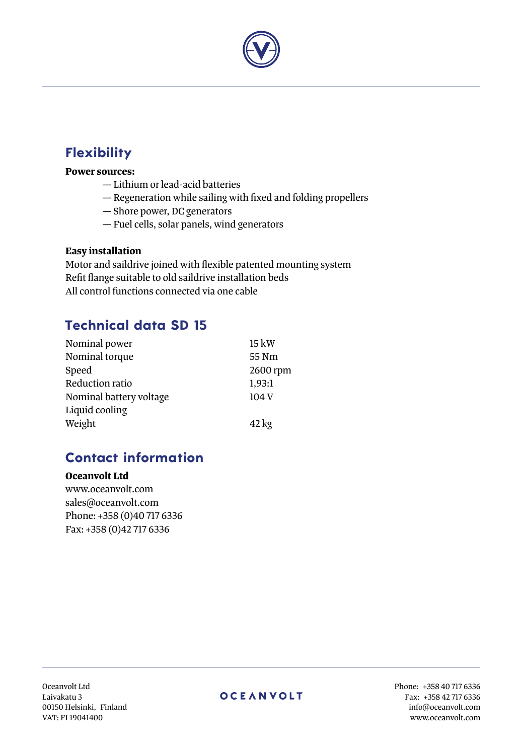## Flexibility

**Power sources:**

- Lithium or lead-acid batteries
- Regeneration while sailing with fixed and folding propellers
- Shore power, DC generators
- Fuel cells, solar panels, wind generators

**Easy installation**

Motor and saildrive joined with flexible patented mounting system
Refit flange suitable to old saildrive installation beds
All control functions connected via one cable

## Technical data SD 15

| | |
|---|---|
| Nominal power | 15 kW |
| Nominal torque | 55 Nm |
| Speed | 2600 rpm |
| Reduction ratio | 1,93:1 |
| Nominal battery voltage | 104 V |
| Liquid cooling | |
| Weight | 42 kg |

## Contact information

**Oceanvolt Ltd**
www.oceanvolt.com
sales@oceanvolt.com
Phone: +358 (0)40 717 6336
Fax: +358 (0)42 717 6336

Oceanvolt Ltd
Laivakatu 3
00150 Helsinki, Finland
VAT: FI 19041400

OCEANVOLT

Phone: +358 40 717 6336
Fax: +358 42 717 6336
info@oceanvolt.com
www.oceanvolt.com